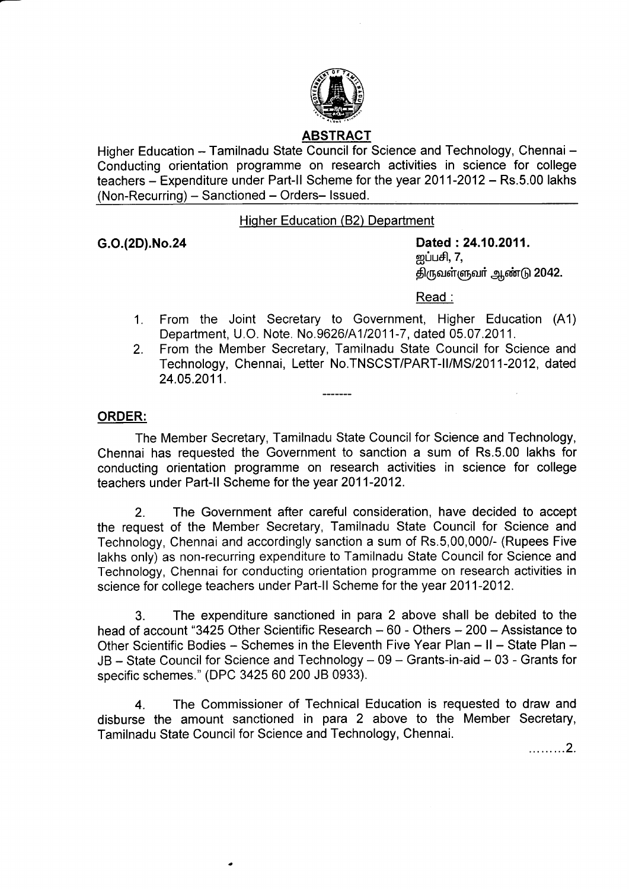## ABSTRACT

Higher Education – Tamilnadu State Council for Science and Technology, Chennai – Conducting orientation programme on research activities in science for college teachers – Expenditure under Part-II Scheme for the year 2011-2012 – Rs.5.00 lakhs (Non-Recurring) – Sanctioned – Orders– Issued.

### Higher Education (B2) Department

**G.O.(2D).No.24** **Dated : 24.10.2011.**
ஐப்பசி, 7,
திருவள்ளுவர் ஆண்டு 2042.

Read :

1. From the Joint Secretary to Government, Higher Education (A1) Department, U.O. Note. No.9626/A1/2011-7, dated 05.07.2011.
2. From the Member Secretary, Tamilnadu State Council for Science and Technology, Chennai, Letter No.TNSCST/PART-II/MS/2011-2012, dated 24.05.2011.

-------

**ORDER:**

The Member Secretary, Tamilnadu State Council for Science and Technology, Chennai has requested the Government to sanction a sum of Rs.5.00 lakhs for conducting orientation programme on research activities in science for college teachers under Part-II Scheme for the year 2011-2012.

2. The Government after careful consideration, have decided to accept the request of the Member Secretary, Tamilnadu State Council for Science and Technology, Chennai and accordingly sanction a sum of Rs.5,00,000/- (Rupees Five lakhs only) as non-recurring expenditure to Tamilnadu State Council for Science and Technology, Chennai for conducting orientation programme on research activities in science for college teachers under Part-II Scheme for the year 2011-2012.

3. The expenditure sanctioned in para 2 above shall be debited to the head of account "3425 Other Scientific Research – 60 - Others – 200 – Assistance to Other Scientific Bodies – Schemes in the Eleventh Five Year Plan – II – State Plan – JB – State Council for Science and Technology – 09 – Grants-in-aid – 03 - Grants for specific schemes." (DPC 3425 60 200 JB 0933).

4. The Commissioner of Technical Education is requested to draw and disburse the amount sanctioned in para 2 above to the Member Secretary, Tamilnadu State Council for Science and Technology, Chennai.

.........2.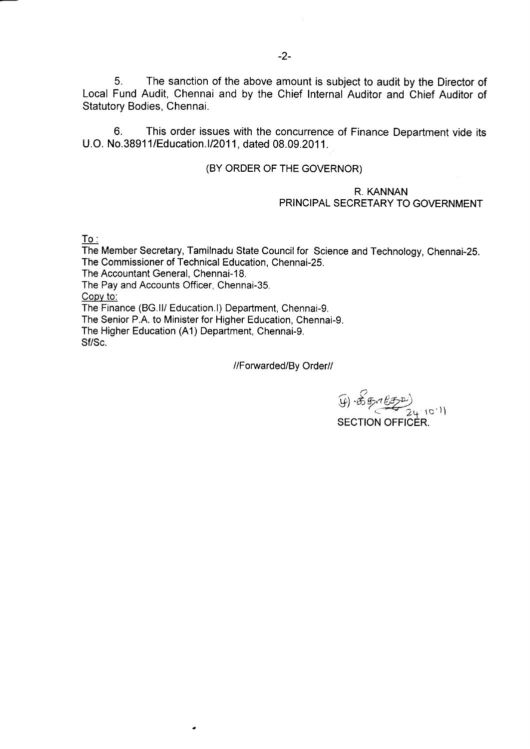5. The sanction of the above amount is subject to audit by the Director of Local Fund Audit, Chennai and by the Chief Internal Auditor and Chief Auditor of Statutory Bodies, Chennai.

6. This order issues with the concurrence of Finance Department vide its U.O. No.38911/Education.I/2011, dated 08.09.2011.

(BY ORDER OF THE GOVERNOR)

R. KANNAN
PRINCIPAL SECRETARY TO GOVERNMENT

To :
The Member Secretary, Tamilnadu State Council for Science and Technology, Chennai-25.
The Commissioner of Technical Education, Chennai-25.
The Accountant General, Chennai-18.
The Pay and Accounts Officer, Chennai-35.
Copy to:
The Finance (BG.II/ Education.I) Department, Chennai-9.
The Senior P.A. to Minister for Higher Education, Chennai-9.
The Higher Education (A1) Department, Chennai-9.
Sf/Sc.

//Forwarded/By Order//

24.10.11
SECTION OFFICER.